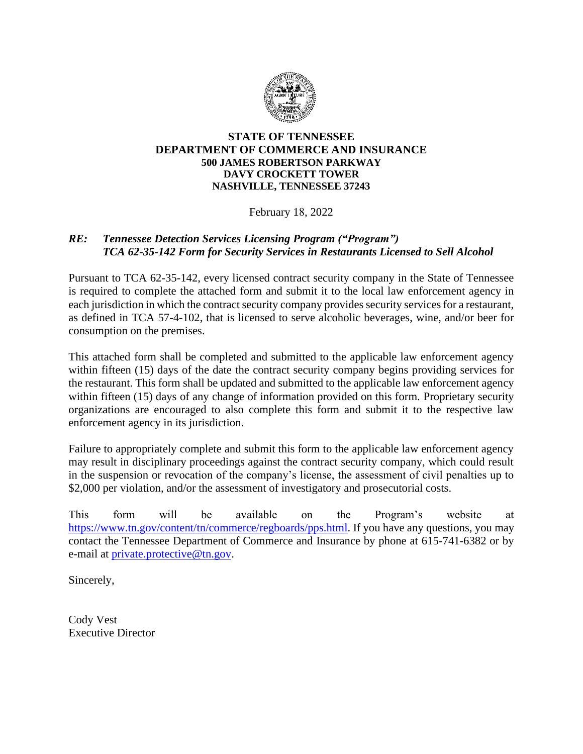**STATE OF TENNESSEE**
**DEPARTMENT OF COMMERCE AND INSURANCE**
**500 JAMES ROBERTSON PARKWAY**
**DAVY CROCKETT TOWER**
**NASHVILLE, TENNESSEE 37243**

February 18, 2022

***RE: Tennessee Detection Services Licensing Program ("Program")***
***TCA 62-35-142 Form for Security Services in Restaurants Licensed to Sell Alcohol***

Pursuant to TCA 62-35-142, every licensed contract security company in the State of Tennessee is required to complete the attached form and submit it to the local law enforcement agency in each jurisdiction in which the contract security company provides security services for a restaurant, as defined in TCA 57-4-102, that is licensed to serve alcoholic beverages, wine, and/or beer for consumption on the premises.

This attached form shall be completed and submitted to the applicable law enforcement agency within fifteen (15) days of the date the contract security company begins providing services for the restaurant. This form shall be updated and submitted to the applicable law enforcement agency within fifteen (15) days of any change of information provided on this form. Proprietary security organizations are encouraged to also complete this form and submit it to the respective law enforcement agency in its jurisdiction.

Failure to appropriately complete and submit this form to the applicable law enforcement agency may result in disciplinary proceedings against the contract security company, which could result in the suspension or revocation of the company's license, the assessment of civil penalties up to $2,000 per violation, and/or the assessment of investigatory and prosecutorial costs.

This form will be available on the Program's website at [https://www.tn.gov/content/tn/commerce/regboards/pps.html](https://www.tn.gov/content/tn/commerce/regboards/pps.html). If you have any questions, you may contact the Tennessee Department of Commerce and Insurance by phone at 615-741-6382 or by e-mail at [private.protective@tn.gov](mailto:private.protective@tn.gov).

Sincerely,

Cody Vest
Executive Director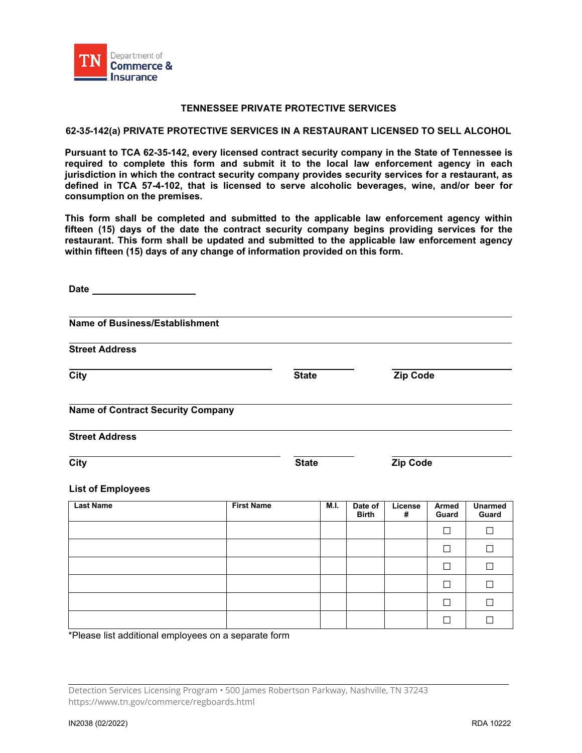TN Department of Commerce & Insurance

## TENNESSEE PRIVATE PROTECTIVE SERVICES

### 62-35-142(a) PRIVATE PROTECTIVE SERVICES IN A RESTAURANT LICENSED TO SELL ALCOHOL

**Pursuant to TCA 62-35-142, every licensed contract security company in the State of Tennessee is required to complete this form and submit it to the local law enforcement agency in each jurisdiction in which the contract security company provides security services for a restaurant, as defined in TCA 57-4-102, that is licensed to serve alcoholic beverages, wine, and/or beer for consumption on the premises.**

**This form shall be completed and submitted to the applicable law enforcement agency within fifteen (15) days of the date the contract security company begins providing services for the restaurant. This form shall be updated and submitted to the applicable law enforcement agency within fifteen (15) days of any change of information provided on this form.**

**Date** ____________________

**Name of Business/Establishment** ____________________

**Street Address** ____________________

**City** ____________________ **State** __________ **Zip Code** __________

**Name of Contract Security Company** ____________________

**Street Address** ____________________

**City** ____________________ **State** __________ **Zip Code** __________

**List of Employees**

| Last Name | First Name | M.I. | Date of Birth | License # | Armed Guard | Unarmed Guard |
|---|---|---|---|---|---|---|
| | | | | | ☐ | ☐ |
| | | | | | ☐ | ☐ |
| | | | | | ☐ | ☐ |
| | | | | | ☐ | ☐ |
| | | | | | ☐ | ☐ |
| | | | | | ☐ | ☐ |

*Please list additional employees on a separate form

Detection Services Licensing Program • 500 James Robertson Parkway, Nashville, TN 37243
https://www.tn.gov/commerce/regboards.html

IN2038 (02/2022) RDA 10222